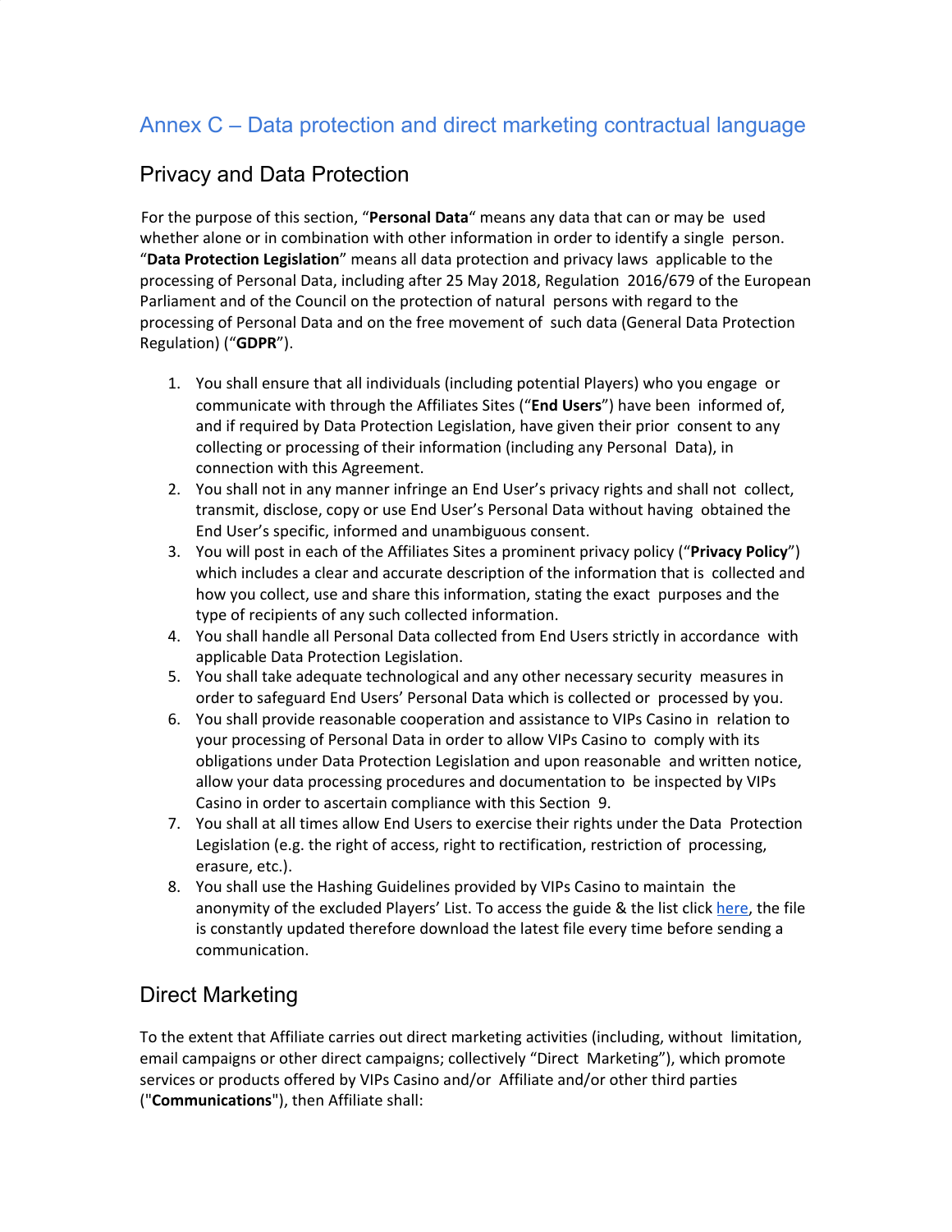## Annex C – Data protection and direct marketing contractual language

### Privacy and Data Protection

For the purpose of this section, "**Personal Data**" means any data that can or may be used whether alone or in combination with other information in order to identify a single person. "**Data Protection Legislation**" means all data protection and privacy laws applicable to the processing of Personal Data, including after 25 May 2018, Regulation 2016/679 of the European Parliament and of the Council on the protection of natural persons with regard to the processing of Personal Data and on the free movement of such data (General Data Protection Regulation) ("**GDPR**").

1. You shall ensure that all individuals (including potential Players) who you engage or communicate with through the Affiliates Sites ("**End Users**") have been informed of, and if required by Data Protection Legislation, have given their prior consent to any collecting or processing of their information (including any Personal Data), in connection with this Agreement.
2. You shall not in any manner infringe an End User's privacy rights and shall not collect, transmit, disclose, copy or use End User's Personal Data without having obtained the End User's specific, informed and unambiguous consent.
3. You will post in each of the Affiliates Sites a prominent privacy policy ("**Privacy Policy**") which includes a clear and accurate description of the information that is collected and how you collect, use and share this information, stating the exact purposes and the type of recipients of any such collected information.
4. You shall handle all Personal Data collected from End Users strictly in accordance with applicable Data Protection Legislation.
5. You shall take adequate technological and any other necessary security measures in order to safeguard End Users' Personal Data which is collected or processed by you.
6. You shall provide reasonable cooperation and assistance to VIPs Casino in relation to your processing of Personal Data in order to allow VIPs Casino to comply with its obligations under Data Protection Legislation and upon reasonable and written notice, allow your data processing procedures and documentation to be inspected by VIPs Casino in order to ascertain compliance with this Section 9.
7. You shall at all times allow End Users to exercise their rights under the Data Protection Legislation (e.g. the right of access, right to rectification, restriction of processing, erasure, etc.).
8. You shall use the Hashing Guidelines provided by VIPs Casino to maintain the anonymity of the excluded Players' List. To access the guide & the list click here, the file is constantly updated therefore download the latest file every time before sending a communication.

### Direct Marketing

To the extent that Affiliate carries out direct marketing activities (including, without limitation, email campaigns or other direct campaigns; collectively "Direct Marketing"), which promote services or products offered by VIPs Casino and/or Affiliate and/or other third parties ("**Communications**"), then Affiliate shall: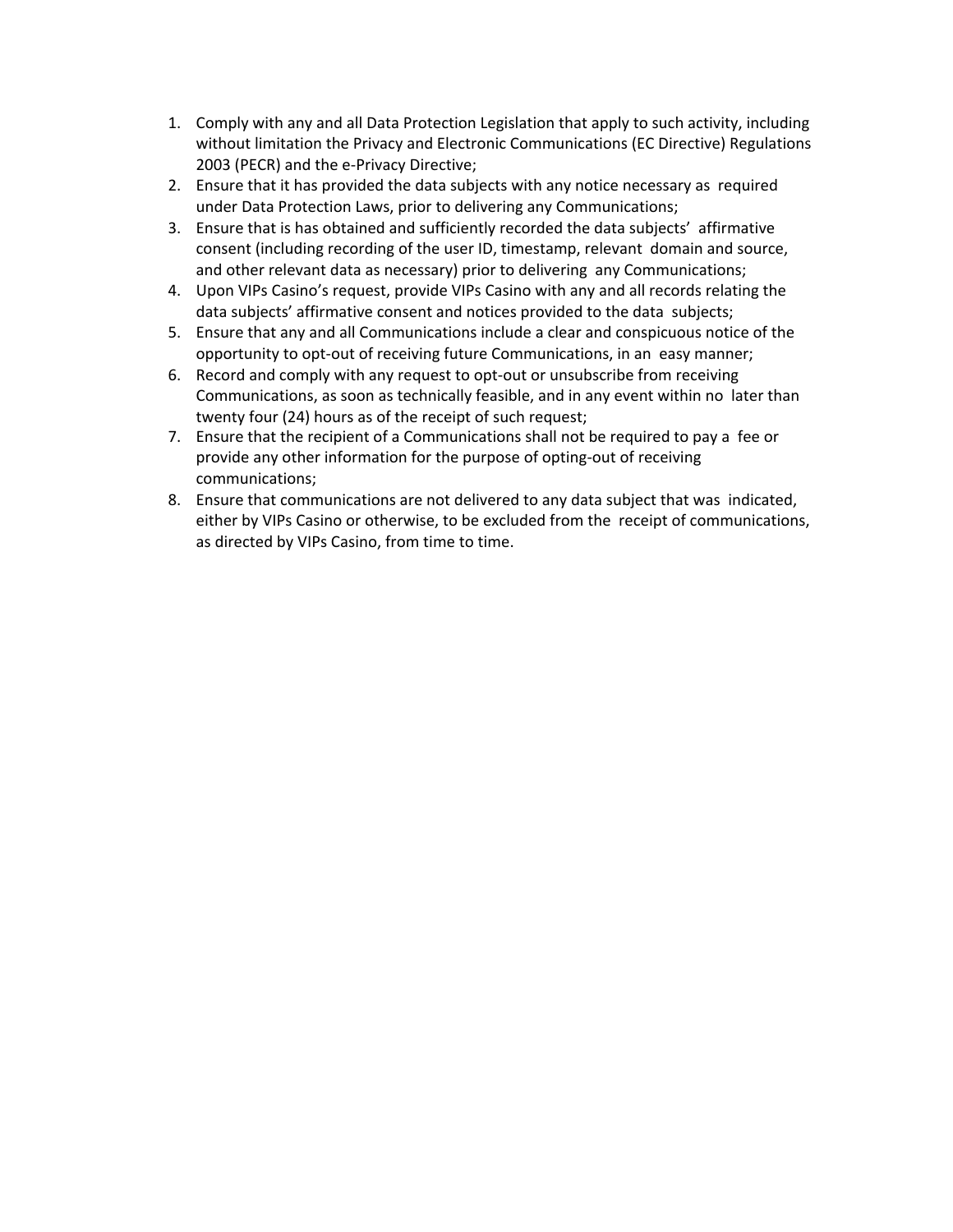1. Comply with any and all Data Protection Legislation that apply to such activity, including without limitation the Privacy and Electronic Communications (EC Directive) Regulations 2003 (PECR) and the e-Privacy Directive;
2. Ensure that it has provided the data subjects with any notice necessary as required under Data Protection Laws, prior to delivering any Communications;
3. Ensure that is has obtained and sufficiently recorded the data subjects' affirmative consent (including recording of the user ID, timestamp, relevant domain and source, and other relevant data as necessary) prior to delivering any Communications;
4. Upon VIPs Casino's request, provide VIPs Casino with any and all records relating the data subjects' affirmative consent and notices provided to the data subjects;
5. Ensure that any and all Communications include a clear and conspicuous notice of the opportunity to opt-out of receiving future Communications, in an easy manner;
6. Record and comply with any request to opt-out or unsubscribe from receiving Communications, as soon as technically feasible, and in any event within no later than twenty four (24) hours as of the receipt of such request;
7. Ensure that the recipient of a Communications shall not be required to pay a fee or provide any other information for the purpose of opting-out of receiving communications;
8. Ensure that communications are not delivered to any data subject that was indicated, either by VIPs Casino or otherwise, to be excluded from the receipt of communications, as directed by VIPs Casino, from time to time.